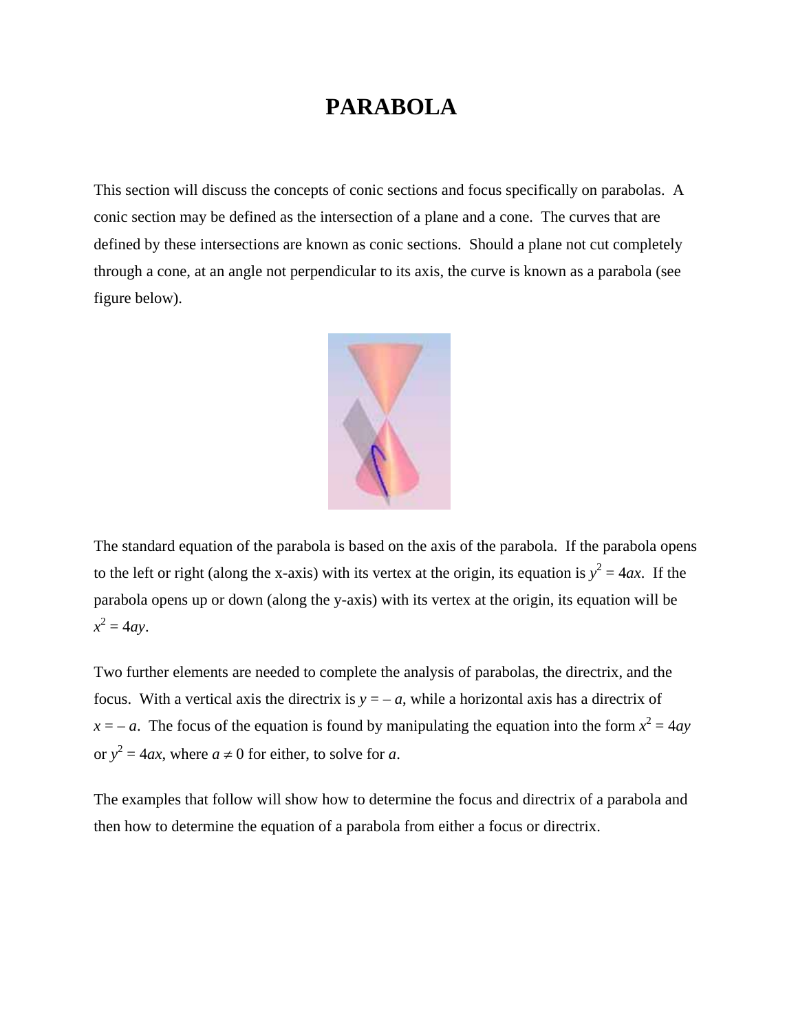# PARABOLA

This section will discuss the concepts of conic sections and focus specifically on parabolas. A conic section may be defined as the intersection of a plane and a cone. The curves that are defined by these intersections are known as conic sections. Should a plane not cut completely through a cone, at an angle not perpendicular to its axis, the curve is known as a parabola (see figure below).

The standard equation of the parabola is based on the axis of the parabola. If the parabola opens to the left or right (along the x-axis) with its vertex at the origin, its equation is $y^2 = 4ax$. If the parabola opens up or down (along the y-axis) with its vertex at the origin, its equation will be $x^2 = 4ay$.

Two further elements are needed to complete the analysis of parabolas, the directrix, and the focus. With a vertical axis the directrix is $y = -a$, while a horizontal axis has a directrix of $x = -a$. The focus of the equation is found by manipulating the equation into the form $x^2 = 4ay$ or $y^2 = 4ax$, where $a \neq 0$ for either, to solve for $a$.

The examples that follow will show how to determine the focus and directrix of a parabola and then how to determine the equation of a parabola from either a focus or directrix.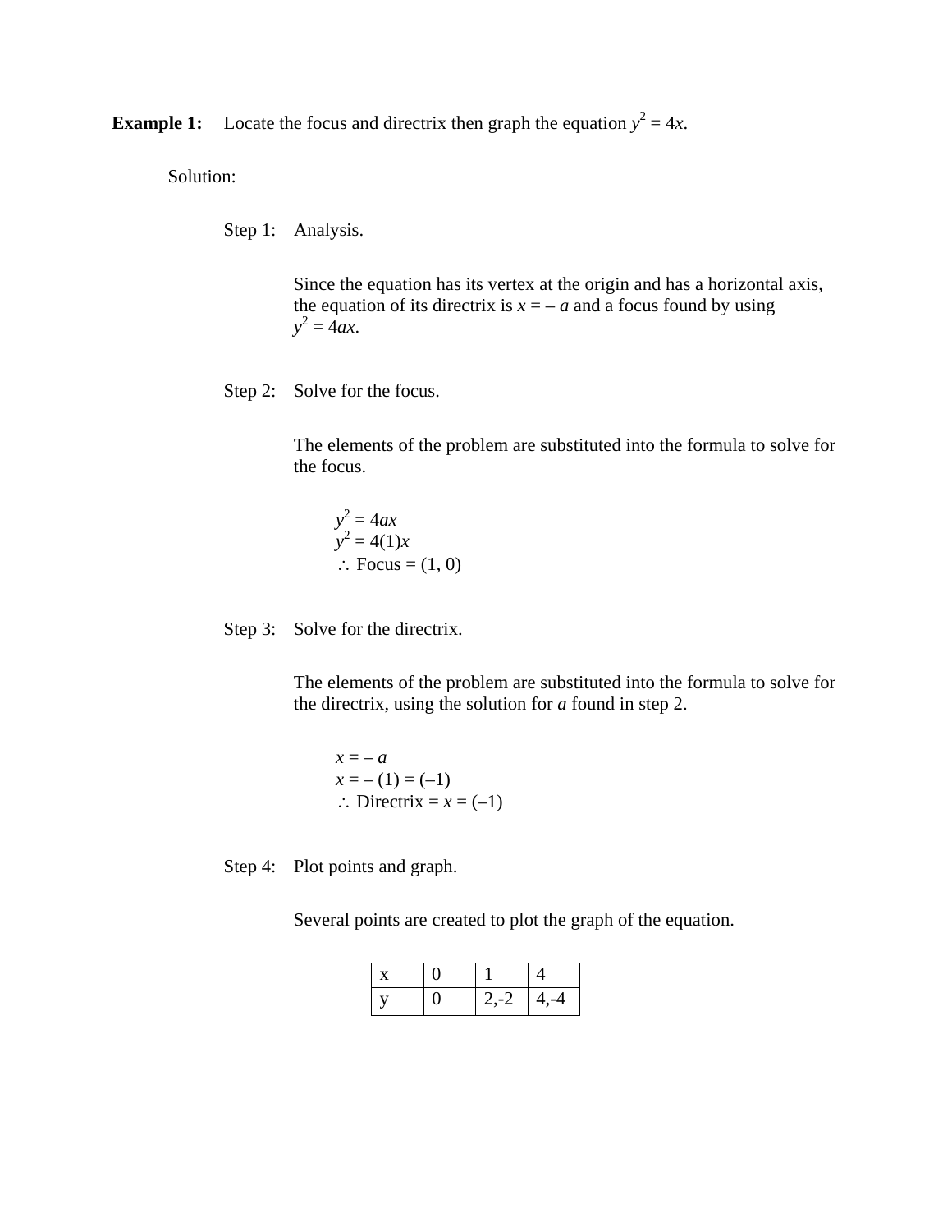**Example 1:** Locate the focus and directrix then graph the equation $y^2 = 4x$.

Solution:

Step 1: Analysis.

Since the equation has its vertex at the origin and has a horizontal axis, the equation of its directrix is $x = -a$ and a focus found by using $y^2 = 4ax$.

Step 2: Solve for the focus.

The elements of the problem are substituted into the formula to solve for the focus.

$$y^2 = 4ax$$
$$y^2 = 4(1)x$$
$$\therefore \text{ Focus} = (1, 0)$$

Step 3: Solve for the directrix.

The elements of the problem are substituted into the formula to solve for the directrix, using the solution for *a* found in step 2.

$$x = -a$$
$$x = -(1) = (-1)$$
$$\therefore \text{ Directrix} = x = (-1)$$

Step 4: Plot points and graph.

Several points are created to plot the graph of the equation.

| x | 0 | 1 | 4 |
|---|---|---|---|
| y | 0 | 2,-2 | 4,-4 |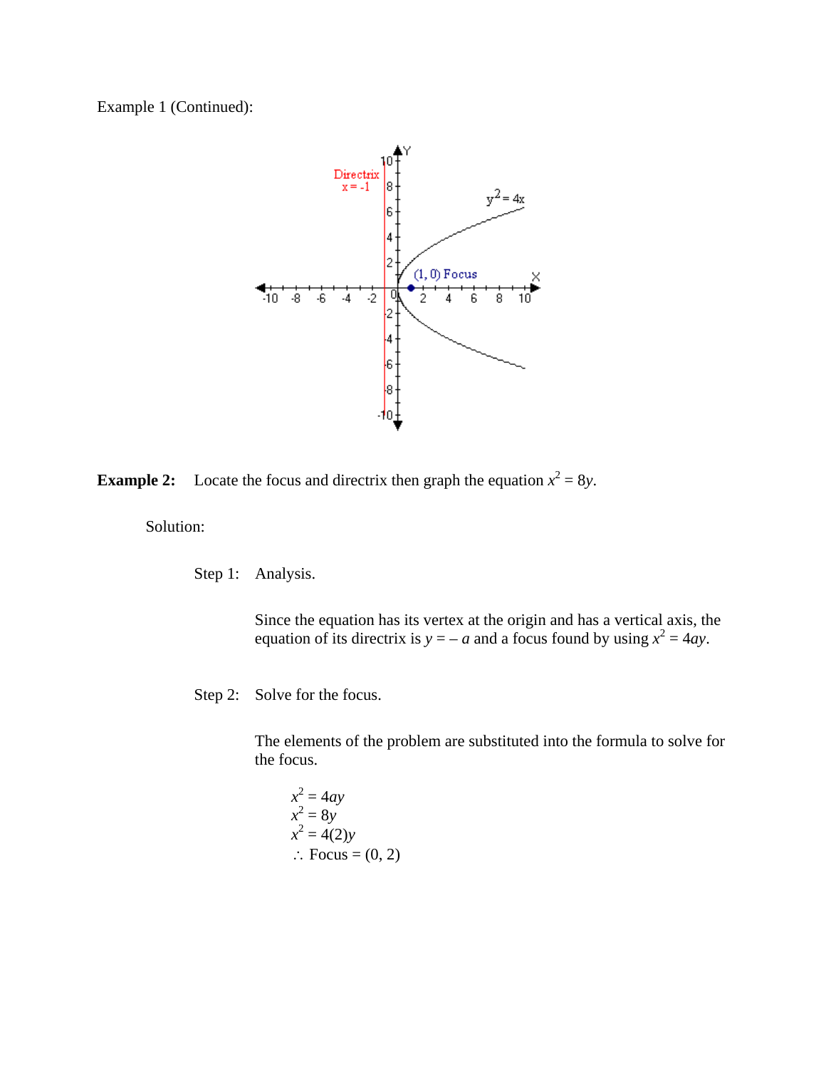Example 1 (Continued):

**Example 2:** Locate the focus and directrix then graph the equation $x^2 = 8y$.

Solution:

Step 1: Analysis.

Since the equation has its vertex at the origin and has a vertical axis, the equation of its directrix is $y = -a$ and a focus found by using $x^2 = 4ay$.

Step 2: Solve for the focus.

The elements of the problem are substituted into the formula to solve for the focus.

$x^2 = 4ay$
$x^2 = 8y$
$x^2 = 4(2)y$
$\therefore$ Focus = (0, 2)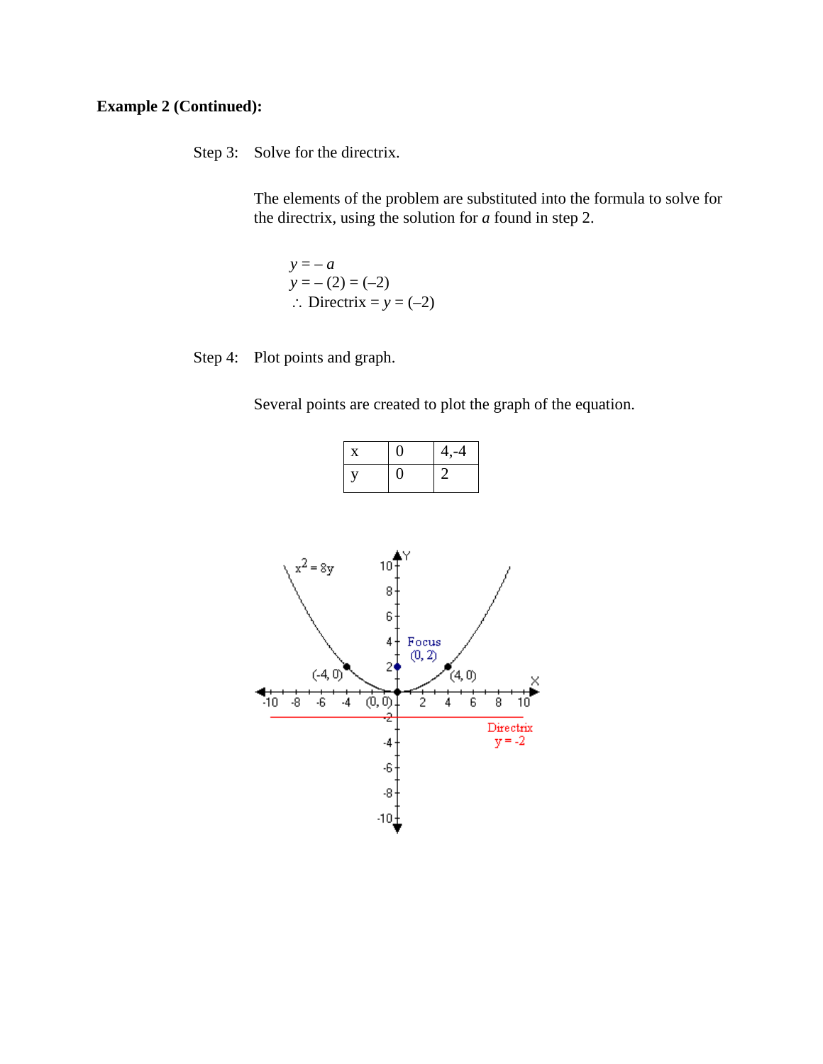**Example 2 (Continued):**

Step 3: Solve for the directrix.

The elements of the problem are substituted into the formula to solve for the directrix, using the solution for $a$ found in step 2.

$$y = -a$$
$$y = -(2) = (-2)$$
$$\therefore \text{ Directrix} = y = (-2)$$

Step 4: Plot points and graph.

Several points are created to plot the graph of the equation.

| x | 0 | 4,-4 |
|---|---|---|
| y | 0 | 2 |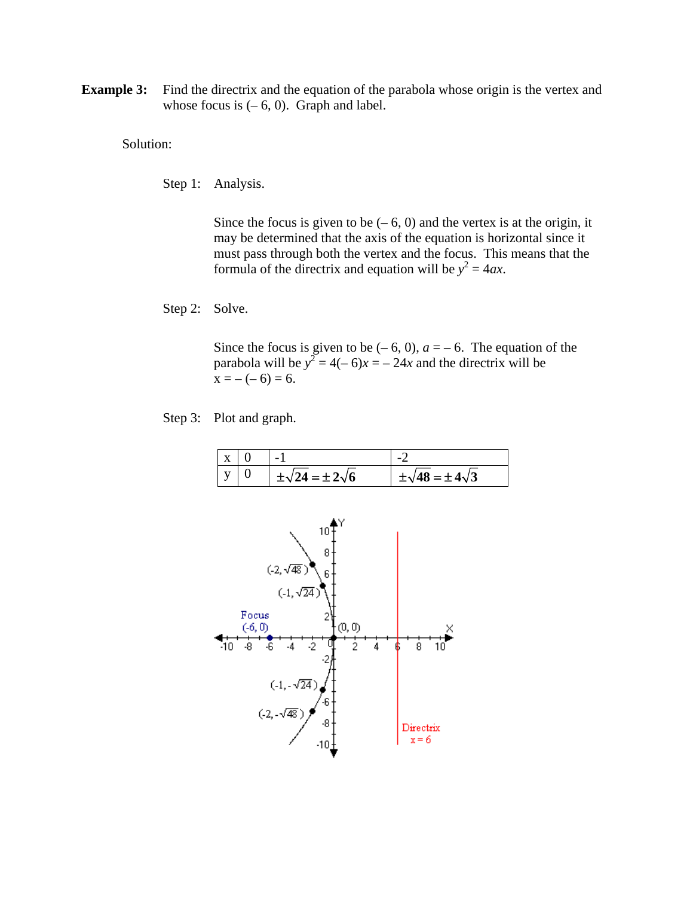**Example 3:** Find the directrix and the equation of the parabola whose origin is the vertex and whose focus is $(-6, 0)$. Graph and label.

Solution:

Step 1: Analysis.

Since the focus is given to be $(-6, 0)$ and the vertex is at the origin, it may be determined that the axis of the equation is horizontal since it must pass through both the vertex and the focus. This means that the formula of the directrix and equation will be $y^2 = 4ax$.

Step 2: Solve.

Since the focus is given to be $(-6, 0)$, $a = -6$. The equation of the parabola will be $y^2 = 4(-6)x = -24x$ and the directrix will be $x = -(-6) = 6$.

Step 3: Plot and graph.

| x | 0 | -1 | -2 |
|---|---|---|---|
| y | 0 | $\pm\sqrt{24} = \pm 2\sqrt{6}$ | $\pm\sqrt{48} = \pm 4\sqrt{3}$ |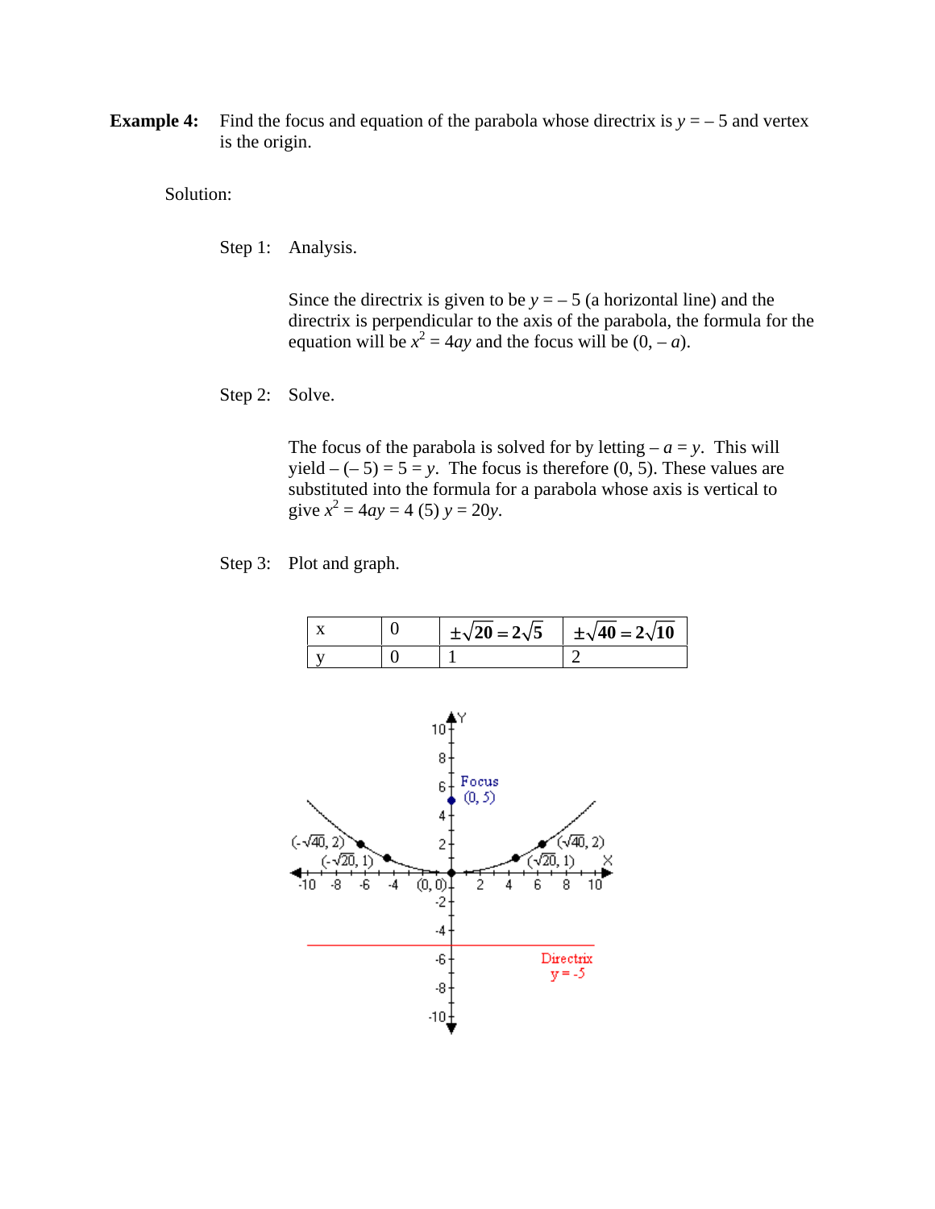**Example 4:** Find the focus and equation of the parabola whose directrix is $y = -5$ and vertex is the origin.

Solution:

Step 1: Analysis.

Since the directrix is given to be $y = -5$ (a horizontal line) and the directrix is perpendicular to the axis of the parabola, the formula for the equation will be $x^2 = 4ay$ and the focus will be $(0, -a)$.

Step 2: Solve.

The focus of the parabola is solved for by letting $-a = y$. This will yield $-(-5) = 5 = y$. The focus is therefore $(0, 5)$. These values are substituted into the formula for a parabola whose axis is vertical to give $x^2 = 4ay = 4\,(5)\,y = 20y$.

Step 3: Plot and graph.

| | | | |
|---|---|---|---|
| x | 0 | $\pm\sqrt{20} = 2\sqrt{5}$ | $\pm\sqrt{40} = 2\sqrt{10}$ |
| y | 0 | 1 | 2 |

Y
X
10
8
6
4
2
-2
-4
-6
-8
-10
-10 -8 -6 -4 2 4 6 8 10
Focus
(0, 5)
(-√40, 2)
(-√20, 1)
(√40, 2)
(√20, 1)
(0, 0)
Directrix
y = -5